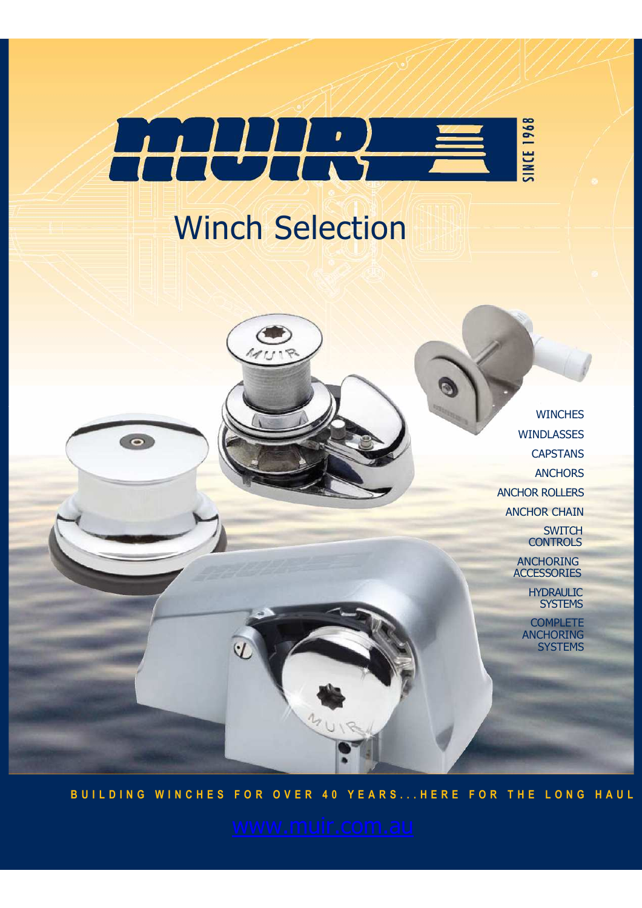# MUIR

SINCE 1968

## Winch Selection

WINCHES

WINDLASSES

CAPSTANS

ANCHORS

ANCHOR ROLLERS

ANCHOR CHAIN

SWITCH CONTROLS

ANCHORING ACCESSORIES

HYDRAULIC SYSTEMS

COMPLETE ANCHORING SYSTEMS

BUILDING WINCHES FOR OVER 40 YEARS...HERE FOR THE LONG HAUL

www.muir.com.au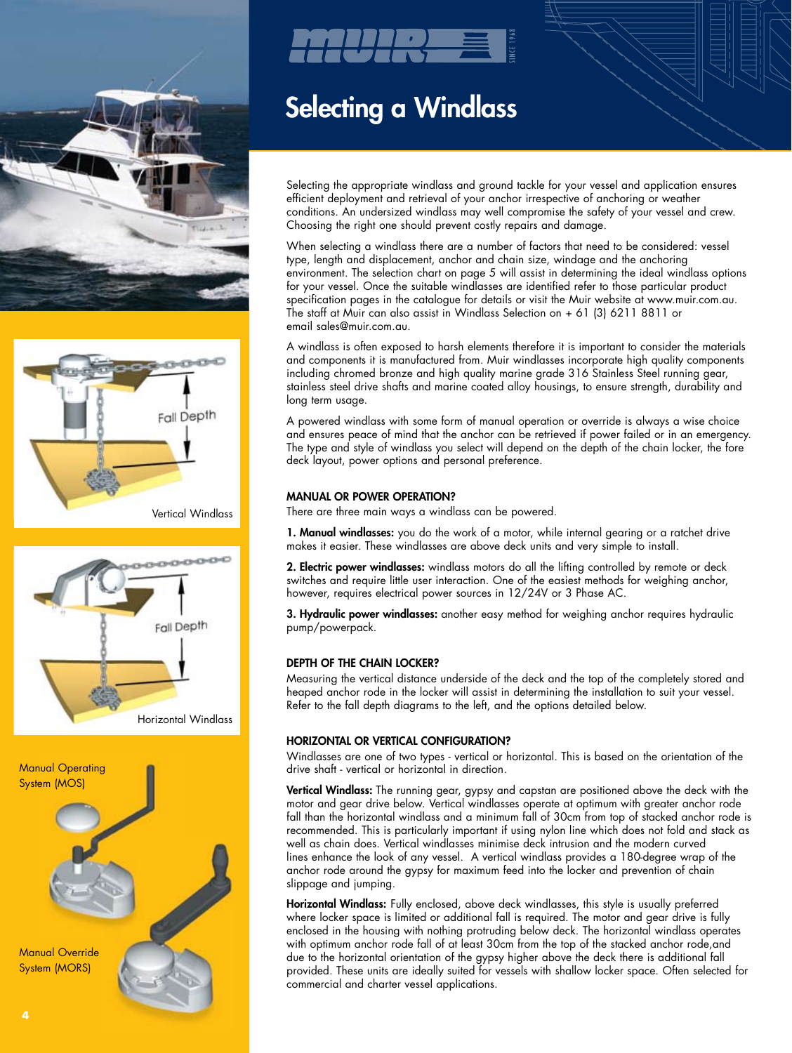# Selecting a Windlass

Selecting the appropriate windlass and ground tackle for your vessel and application ensures efficient deployment and retrieval of your anchor irrespective of anchoring or weather conditions. An undersized windlass may well compromise the safety of your vessel and crew. Choosing the right one should prevent costly repairs and damage.

When selecting a windlass there are a number of factors that need to be considered: vessel type, length and displacement, anchor and chain size, windage and the anchoring environment. The selection chart on page 5 will assist in determining the ideal windlass options for your vessel. Once the suitable windlasses are identified refer to those particular product specification pages in the catalogue for details or visit the Muir website at www.muir.com.au. The staff at Muir can also assist in Windlass Selection on + 61 (3) 6211 8811 or email sales@muir.com.au.

A windlass is often exposed to harsh elements therefore it is important to consider the materials and components it is manufactured from. Muir windlasses incorporate high quality components including chromed bronze and high quality marine grade 316 Stainless Steel running gear, stainless steel drive shafts and marine coated alloy housings, to ensure strength, durability and long term usage.

A powered windlass with some form of manual operation or override is always a wise choice and ensures peace of mind that the anchor can be retrieved if power failed or in an emergency. The type and style of windlass you select will depend on the depth of the chain locker, the fore deck layout, power options and personal preference.

### MANUAL OR POWER OPERATION?

There are three main ways a windlass can be powered.

**1. Manual windlasses:** you do the work of a motor, while internal gearing or a ratchet drive makes it easier. These windlasses are above deck units and very simple to install.

**2. Electric power windlasses:** windlass motors do all the lifting controlled by remote or deck switches and require little user interaction. One of the easiest methods for weighing anchor, however, requires electrical power sources in 12/24V or 3 Phase AC.

**3. Hydraulic power windlasses:** another easy method for weighing anchor requires hydraulic pump/powerpack.

### DEPTH OF THE CHAIN LOCKER?

Measuring the vertical distance underside of the deck and the top of the completely stored and heaped anchor rode in the locker will assist in determining the installation to suit your vessel. Refer to the fall depth diagrams to the left, and the options detailed below.

### HORIZONTAL OR VERTICAL CONFIGURATION?

Windlasses are one of two types - vertical or horizontal. This is based on the orientation of the drive shaft - vertical or horizontal in direction.

**Vertical Windlass:** The running gear, gypsy and capstan are positioned above the deck with the motor and gear drive below. Vertical windlasses operate at optimum with greater anchor rode fall than the horizontal windlass and a minimum fall of 30cm from top of stacked anchor rode is recommended. This is particularly important if using nylon line which does not fold and stack as well as chain does. Vertical windlasses minimise deck intrusion and the modern curved lines enhance the look of any vessel. A vertical windlass provides a 180-degree wrap of the anchor rode around the gypsy for maximum feed into the locker and prevention of chain slippage and jumping.

**Horizontal Windlass:** Fully enclosed, above deck windlasses, this style is usually preferred where locker space is limited or additional fall is required. The motor and gear drive is fully enclosed in the housing with nothing protruding below deck. The horizontal windlass operates with optimum anchor rode fall of at least 30cm from the top of the stacked anchor rode,and due to the horizontal orientation of the gypsy higher above the deck there is additional fall provided. These units are ideally suited for vessels with shallow locker space. Often selected for commercial and charter vessel applications.

Fall Depth

Vertical Windlass

Fall Depth

Horizontal Windlass

Manual Operating System (MOS)

Manual Override System (MORS)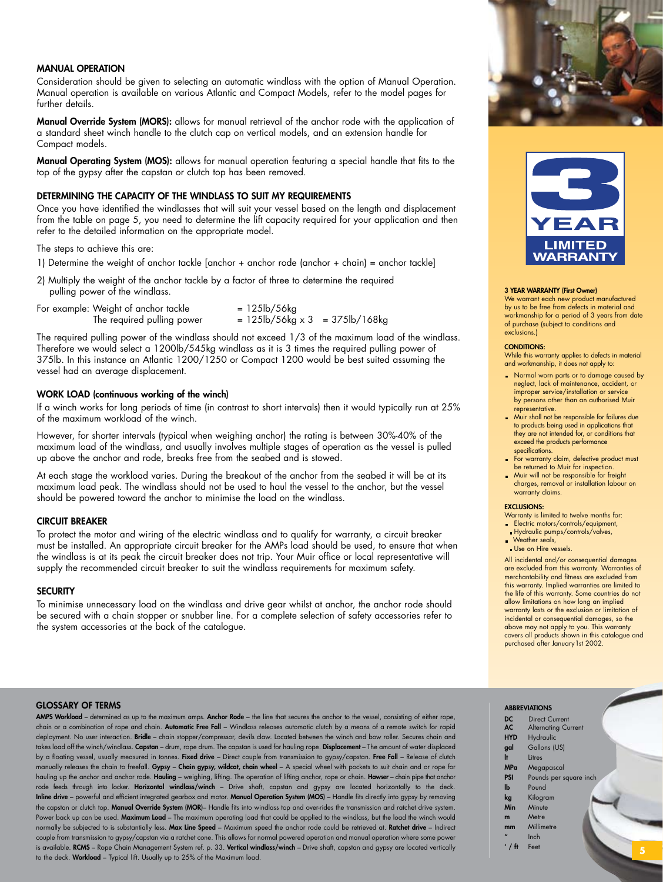## MANUAL OPERATION

Consideration should be given to selecting an automatic windlass with the option of Manual Operation. Manual operation is available on various Atlantic and Compact Models, refer to the model pages for further details.

**Manual Override System (MORS):** allows for manual retrieval of the anchor rode with the application of a standard sheet winch handle to the clutch cap on vertical models, and an extension handle for Compact models.

**Manual Operating System (MOS):** allows for manual operation featuring a special handle that fits to the top of the gypsy after the capstan or clutch top has been removed.

## DETERMINING THE CAPACITY OF THE WINDLASS TO SUIT MY REQUIREMENTS

Once you have identified the windlasses that will suit your vessel based on the length and displacement from the table on page 5, you need to determine the lift capacity required for your application and then refer to the detailed information on the appropriate model.

The steps to achieve this are:

1) Determine the weight of anchor tackle [anchor + anchor rode (anchor + chain) = anchor tackle]

2) Multiply the weight of the anchor tackle by a factor of three to determine the required pulling power of the windlass.

For example: Weight of anchor tackle = 125lb/56kg
The required pulling power = 125lb/56kg x 3 = 375lb/168kg

The required pulling power of the windlass should not exceed 1/3 of the maximum load of the windlass. Therefore we would select a 1200lb/545kg windlass as it is 3 times the required pulling power of 375lb. In this instance an Atlantic 1200/1250 or Compact 1200 would be best suited assuming the vessel had an average displacement.

## WORK LOAD (continuous working of the winch)

If a winch works for long periods of time (in contrast to short intervals) then it would typically run at 25% of the maximum workload of the winch.

However, for shorter intervals (typical when weighing anchor) the rating is between 30%-40% of the maximum load of the windlass, and usually involves multiple stages of operation as the vessel is pulled up above the anchor and rode, breaks free from the seabed and is stowed.

At each stage the workload varies. During the breakout of the anchor from the seabed it will be at its maximum load peak. The windlass should not be used to haul the vessel to the anchor, but the vessel should be powered toward the anchor to minimise the load on the windlass.

## CIRCUIT BREAKER

To protect the motor and wiring of the electric windlass and to qualify for warranty, a circuit breaker must be installed. An appropriate circuit breaker for the AMPs load should be used, to ensure that when the windlass is at its peak the circuit breaker does not trip. Your Muir office or local representative will supply the recommended circuit breaker to suit the windlass requirements for maximum safety.

## SECURITY

To minimise unnecessary load on the windlass and drive gear whilst at anchor, the anchor rode should be secured with a chain stopper or snubber line. For a complete selection of safety accessories refer to the system accessories at the back of the catalogue.

3 YEAR LIMITED WARRANTY

### 3 YEAR WARRANTY (First Owner)

We warrant each new product manufactured by us to be free from defects in material and workmanship for a period of 3 years from date of purchase (subject to conditions and exclusions.)

### CONDITIONS:

While this warranty applies to defects in material and workmanship, it does not apply to:

- Normal worn parts or to damage caused by neglect, lack of maintenance, accident, or improper service/installation or service by persons other than an authorised Muir representative.
- Muir shall not be responsible for failures due to products being used in applications that they are not intended for, or conditions that exceed the products performance specifications.
- For warranty claim, defective product must be returned to Muir for inspection.
- Muir will not be responsible for freight charges, removal or installation labour on warranty claims.

### EXCLUSIONS:

Warranty is limited to twelve months for:

- Electric motors/controls/equipment,
- Hydraulic pumps/controls/valves,
- Weather seals,
- Use on Hire vessels.

All incidental and/or consequential damages are excluded from this warranty. Warranties of merchantability and fitness are excluded from this warranty. Implied warranties are limited to the life of this warranty. Some countries do not allow limitations on how long an implied warranty lasts or the exclusion or limitation of incidental or consequential damages, so the above may not apply to you. This warranty covers all products shown in this catalogue and purchased after January 1st 2002.

## GLOSSARY OF TERMS

**AMPS Workload** – determined as up to the maximum amps. **Anchor Rode** – the line that secures the anchor to the vessel, consisting of either rope, chain or a combination of rope and chain. **Automatic Free Fall** – Windlass releases automatic clutch by a means of a remote switch for rapid deployment. No user interaction. **Bridle** – chain stopper/compressor, devils claw. Located between the winch and bow roller. Secures chain and takes load off the winch/windlass. **Capstan** – drum, rope drum. The capstan is used for hauling rope. **Displacement** – The amount of water displaced by a floating vessel, usually measured in tonnes. **Fixed drive** – Direct couple from transmission to gypsy/capstan. **Free Fall** – Release of clutch manually releases the chain to freefall. **Gypsy** – **Chain gypsy, wildcat, chain wheel** – A special wheel with pockets to suit chain and or rope for hauling up the anchor and anchor rode. **Hauling** – weighing, lifting. The operation of lifting anchor, rope or chain. **Hawser** – chain pipe that anchor rode feeds through into locker. **Horizontal windlass/winch** – Drive shaft, capstan and gypsy are located horizontally to the deck. **Inline drive** – powerful and efficient integrated gearbox and motor. **Manual Operation System (MOS)** – Handle fits directly into gypsy by removing the capstan or clutch top. **Manual Override System (MOR)**– Handle fits into windlass top and over-rides the transmission and ratchet drive system. Power back up can be used. **Maximum Load** – The maximum operating load that could be applied to the windlass, but the load the winch would normally be subjected to is substantially less. **Max Line Speed** – Maximum speed the anchor rode could be retrieved at. **Ratchet drive** – Indirect couple from transmission to gypsy/capstan via a ratchet cone. This allows for normal powered operation and manual operation where some power is available. **RCMS** – Rope Chain Management System ref. p. 33. **Vertical windlass/winch** – Drive shaft, capstan and gypsy are located vertically to the deck. **Workload** – Typical lift. Usually up to 25% of the Maximum load.

## ABBREVIATIONS

| | |
|---|---|
| **DC** | Direct Current |
| **AC** | Alternating Current |
| **HYD** | Hydraulic |
| **gal** | Gallons (US) |
| **lt** | Litres |
| **MPa** | Megapascal |
| **PSI** | Pounds per square inch |
| **lb** | Pound |
| **kg** | Kilogram |
| **Min** | Minute |
| **m** | Metre |
| **mm** | Millimetre |
| **"** | Inch |
| **' / ft** | Feet |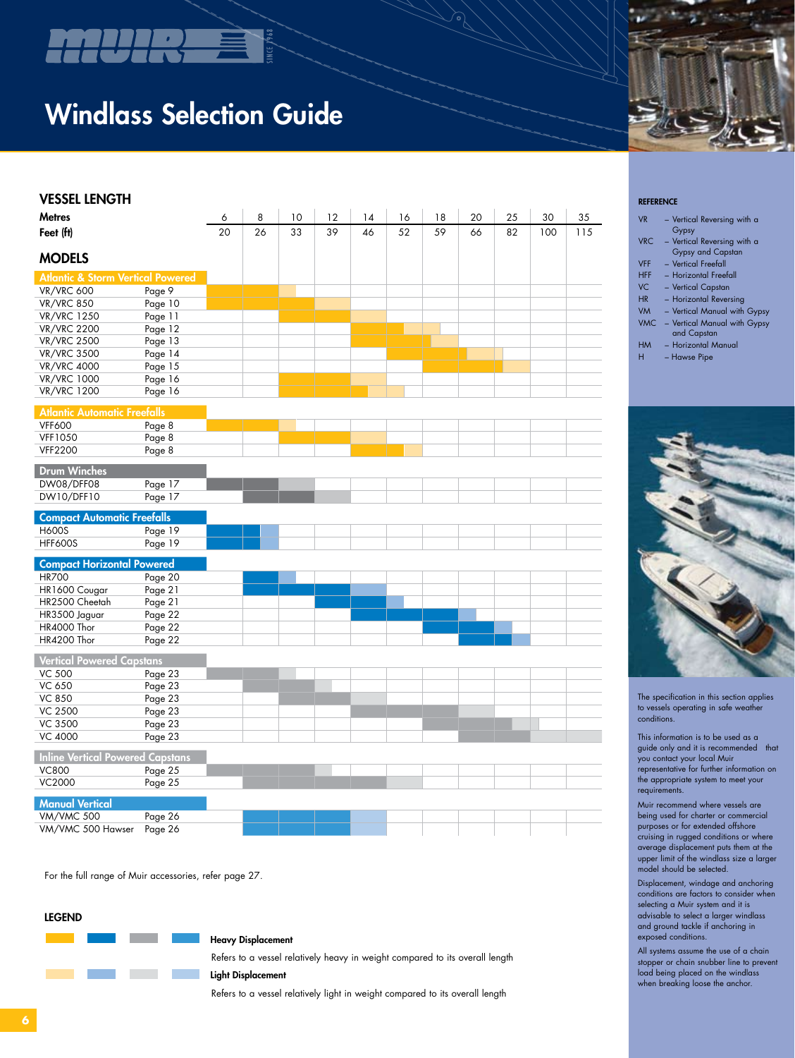# Windlass Selection Guide

## VESSEL LENGTH

Metres: 6, 8, 10, 12, 14, 16, 18, 20, 25, 30, 35

Feet (ft): 20, 26, 33, 39, 46, 52, 59, 66, 82, 100, 115

## MODELS

**Atlantic & Storm Vertical Powered**

VR/VRC 600 Page 9
VR/VRC 850 Page 10
VR/VRC 1250 Page 11
VR/VRC 2200 Page 12
VR/VRC 2500 Page 13
VR/VRC 3500 Page 14
VR/VRC 4000 Page 15
VR/VRC 1000 Page 16
VR/VRC 1200 Page 16

**Atlantic Automatic Freefalls**

VFF600 Page 8
VFF1050 Page 8
VFF2200 Page 8

**Drum Winches**

DW08/DFF08 Page 17
DW10/DFF10 Page 17

**Compact Automatic Freefalls**

H600S Page 19
HFF600S Page 19

**Compact Horizontal Powered**

HR700 Page 20
HR1600 Cougar Page 21
HR2500 Cheetah Page 21
HR3500 Jaguar Page 22
HR4000 Thor Page 22
HR4200 Thor Page 22

**Vertical Powered Capstans**

VC 500 Page 23
VC 650 Page 23
VC 850 Page 23
VC 2500 Page 23
VC 3500 Page 23
VC 4000 Page 23

**Inline Vertical Powered Capstans**

VC800 Page 25
VC2000 Page 25

**Manual Vertical**

VM/VMC 500 Page 26
VM/VMC 500 Hawser Page 26

For the full range of Muir accessories, refer page 27.

## LEGEND

**Heavy Displacement**

Refers to a vessel relatively heavy in weight compared to its overall length

**Light Displacement**

Refers to a vessel relatively light in weight compared to its overall length

### REFERENCE

- VR – Vertical Reversing with a Gypsy
- VRC – Vertical Reversing with a Gypsy and Capstan
- VFF – Vertical Freefall
- HFF – Horizontal Freefall
- VC – Vertical Capstan
- HR – Horizontal Reversing
- VM – Vertical Manual with Gypsy
- VMC – Vertical Manual with Gypsy and Capstan
- HM – Horizontal Manual
- H – Hawse Pipe

The specification in this section applies to vessels operating in safe weather conditions.

This information is to be used as a guide only and it is recommended that you contact your local Muir representative for further information on the appropriate system to meet your requirements.

Muir recommend where vessels are being used for charter or commercial purposes or for extended offshore cruising in rugged conditions or where average displacement puts them at the upper limit of the windlass size a larger model should be selected.

Displacement, windage and anchoring conditions are factors to consider when selecting a Muir system and it is advisable to select a larger windlass and ground tackle if anchoring in exposed conditions.

All systems assume the use of a chain stopper or chain snubber line to prevent load being placed on the windlass when breaking loose the anchor.